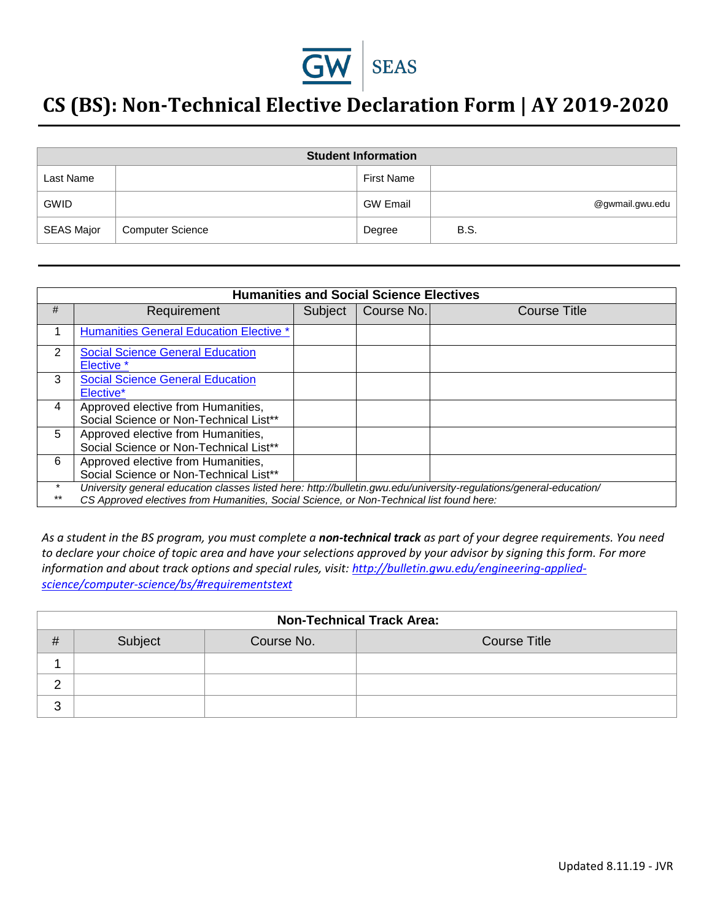GW | SEAS

# CS (BS): Non-Technical Elective Declaration Form | AY 2019-2020

| Student Information | | | |
|---|---|---|---|
| Last Name | | First Name | |
| GWID | | GW Email | @gwmail.gwu.edu |
| SEAS Major | Computer Science | Degree | B.S. |

| Humanities and Social Science Electives | | | | |
|---|---|---|---|---|
| # | Requirement | Subject | Course No. | Course Title |
| 1 | Humanities General Education Elective * | | | |
| 2 | Social Science General Education Elective * | | | |
| 3 | Social Science General Education Elective* | | | |
| 4 | Approved elective from Humanities, Social Science or Non-Technical List** | | | |
| 5 | Approved elective from Humanities, Social Science or Non-Technical List** | | | |
| 6 | Approved elective from Humanities, Social Science or Non-Technical List** | | | |
| * | *University general education classes listed here: http://bulletin.gwu.edu/university-regulations/general-education/* | | | |
| ** | *CS Approved electives from Humanities, Social Science, or Non-Technical list found here:* | | | |

*As a student in the BS program, you must complete a* ***non-technical track*** *as part of your degree requirements. You need to declare your choice of topic area and have your selections approved by your advisor by signing this form. For more information and about track options and special rules, visit: http://bulletin.gwu.edu/engineering-applied-science/computer-science/bs/#requirementstext*

| Non-Technical Track Area: | | | |
|---|---|---|---|
| # | Subject | Course No. | Course Title |
| 1 | | | |
| 2 | | | |
| 3 | | | |

Updated 8.11.19 - JVR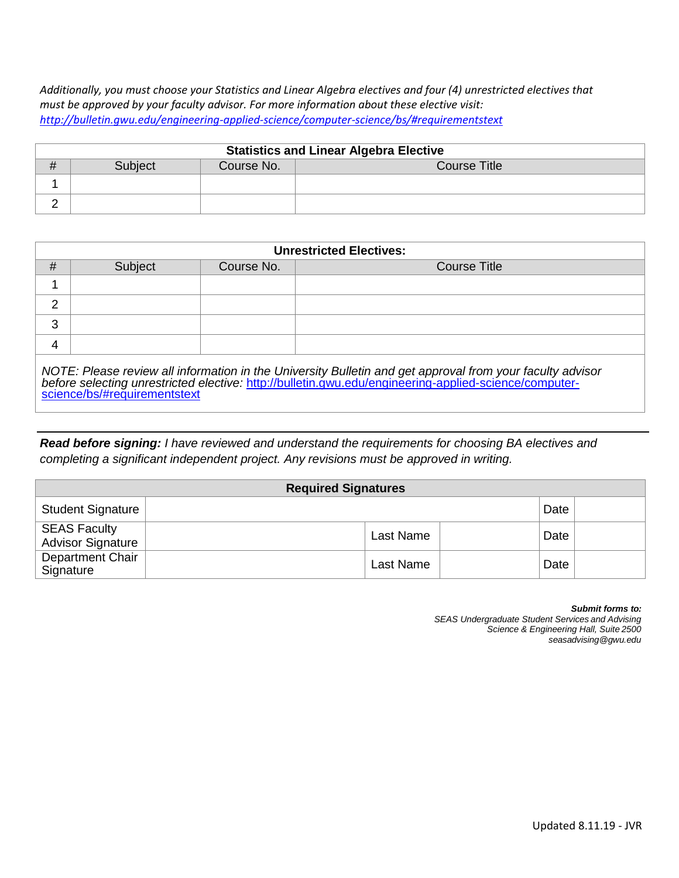*Additionally, you must choose your Statistics and Linear Algebra electives and four (4) unrestricted electives that must be approved by your faculty advisor. For more information about these elective visit: [http://bulletin.gwu.edu/engineering-applied-science/computer-science/bs/#requirementstext](http://bulletin.gwu.edu/engineering-applied-science/computer-science/bs/#requirementstext)*

| **Statistics and Linear Algebra Elective** | | | |
|---|---|---|---|
| # | Subject | Course No. | Course Title |
| 1 | | | |
| 2 | | | |

| **Unrestricted Electives:** | | | |
|---|---|---|---|
| # | Subject | Course No. | Course Title |
| 1 | | | |
| 2 | | | |
| 3 | | | |
| 4 | | | |

*NOTE: Please review all information in the University Bulletin and get approval from your faculty advisor before selecting unrestricted elective:* [http://bulletin.gwu.edu/engineering-applied-science/computer-science/bs/#requirementstext](http://bulletin.gwu.edu/engineering-applied-science/computer-science/bs/#requirementstext)

***Read before signing:*** *I have reviewed and understand the requirements for choosing BA electives and completing a significant independent project. Any revisions must be approved in writing.*

| **Required Signatures** | | | | | |
|---|---|---|---|---|---|
| Student Signature | | | | Date | |
| SEAS Faculty Advisor Signature | | Last Name | | Date | |
| Department Chair Signature | | Last Name | | Date | |

***Submit forms to:***
*SEAS Undergraduate Student Services and Advising*
*Science & Engineering Hall, Suite 2500*
*seasadvising@gwu.edu*

Updated 8.11.19 - JVR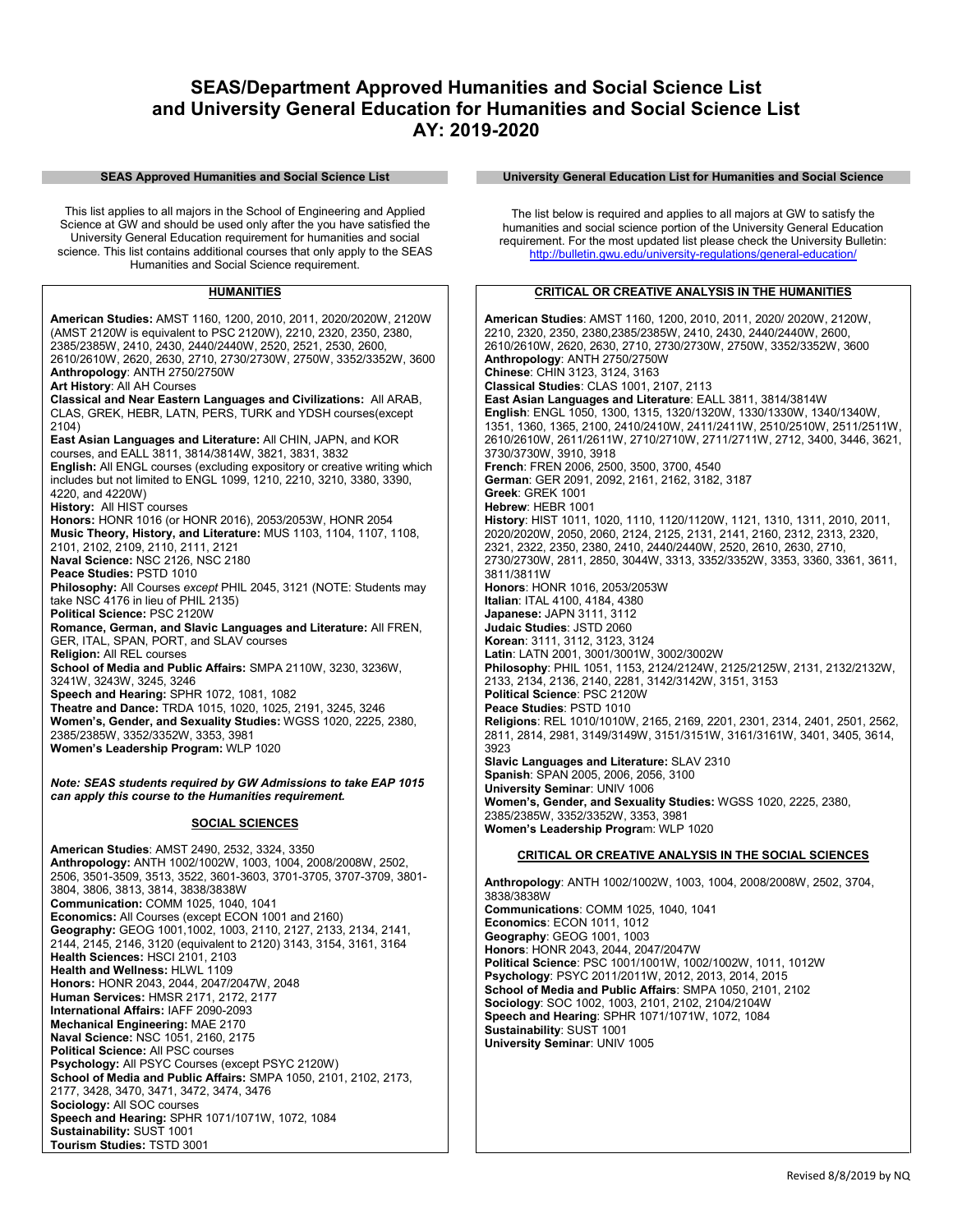# SEAS/Department Approved Humanities and Social Science List and University General Education for Humanities and Social Science List AY: 2019-2020

## SEAS Approved Humanities and Social Science List

This list applies to all majors in the School of Engineering and Applied Science at GW and should be used only after the you have satisfied the University General Education requirement for humanities and social science. This list contains additional courses that only apply to the SEAS Humanities and Social Science requirement.

### HUMANITIES

**American Studies:** AMST 1160, 1200, 2010, 2011, 2020/2020W, 2120W (AMST 2120W is equivalent to PSC 2120W), 2210, 2320, 2350, 2380, 2385/2385W, 2410, 2430, 2440/2440W, 2520, 2521, 2530, 2600, 2610/2610W, 2620, 2630, 2710, 2730/2730W, 2750W, 3352/3352W, 3600
**Anthropology**: ANTH 2750/2750W
**Art History**: All AH Courses
**Classical and Near Eastern Languages and Civilizations:** All ARAB, CLAS, GREK, HEBR, LATN, PERS, TURK and YDSH courses(except 2104)
**East Asian Languages and Literature:** All CHIN, JAPN, and KOR courses, and EALL 3811, 3814/3814W, 3821, 3831, 3832
**English:** All ENGL courses (excluding expository or creative writing which includes but not limited to ENGL 1099, 1210, 2210, 3210, 3380, 3390, 4220, and 4220W)
**History:** All HIST courses
**Honors:** HONR 1016 (or HONR 2016), 2053/2053W, HONR 2054
**Music Theory, History, and Literature:** MUS 1103, 1104, 1107, 1108, 2101, 2102, 2109, 2110, 2111, 2121
**Naval Science:** NSC 2126, NSC 2180
**Peace Studies:** PSTD 1010
**Philosophy:** All Courses *except* PHIL 2045, 3121 (NOTE: Students may take NSC 4176 in lieu of PHIL 2135)
**Political Science:** PSC 2120W
**Romance, German, and Slavic Languages and Literature:** All FREN, GER, ITAL, SPAN, PORT, and SLAV courses
**Religion:** All REL courses
**School of Media and Public Affairs:** SMPA 2110W, 3230, 3236W, 3241W, 3243W, 3245, 3246
**Speech and Hearing:** SPHR 1072, 1081, 1082
**Theatre and Dance:** TRDA 1015, 1020, 1025, 2191, 3245, 3246
**Women's, Gender, and Sexuality Studies:** WGSS 1020, 2225, 2380, 2385/2385W, 3352/3352W, 3353, 3981
**Women's Leadership Program:** WLP 1020

***Note: SEAS students required by GW Admissions to take EAP 1015 can apply this course to the Humanities requirement.***

### SOCIAL SCIENCES

**American Studies**: AMST 2490, 2532, 3324, 3350
**Anthropology:** ANTH 1002/1002W, 1003, 1004, 2008/2008W, 2502, 2506, 3501-3509, 3513, 3522, 3601-3603, 3701-3705, 3707-3709, 3801-3804, 3806, 3813, 3814, 3838/3838W
**Communication:** COMM 1025, 1040, 1041
**Economics:** All Courses (except ECON 1001 and 2160)
**Geography:** GEOG 1001,1002, 1003, 2110, 2127, 2133, 2134, 2141, 2144, 2145, 2146, 3120 (equivalent to 2120) 3143, 3154, 3161, 3164
**Health Sciences:** HSCI 2101, 2103
**Health and Wellness:** HLWL 1109
**Honors:** HONR 2043, 2044, 2047/2047W, 2048
**Human Services:** HMSR 2171, 2172, 2177
**International Affairs:** IAFF 2090-2093
**Mechanical Engineering:** MAE 2170
**Naval Science:** NSC 1051, 2160, 2175
**Political Science:** All PSC courses
**Psychology:** All PSYC Courses (except PSYC 2120W)
**School of Media and Public Affairs:** SMPA 1050, 2101, 2102, 2173, 2177, 3428, 3470, 3471, 3472, 3474, 3476
**Sociology:** All SOC courses
**Speech and Hearing:** SPHR 1071/1071W, 1072, 1084
**Sustainability:** SUST 1001
**Tourism Studies:** TSTD 3001

## University General Education List for Humanities and Social Science

The list below is required and applies to all majors at GW to satisfy the humanities and social science portion of the University General Education requirement. For the most updated list please check the University Bulletin: http://bulletin.gwu.edu/university-regulations/general-education/

### CRITICAL OR CREATIVE ANALYSIS IN THE HUMANITIES

**American Studies**: AMST 1160, 1200, 2010, 2011, 2020/ 2020W, 2120W, 2210, 2320, 2350, 2380,2385/2385W, 2410, 2430, 2440/2440W, 2600, 2610/2610W, 2620, 2630, 2710, 2730/2730W, 2750W, 3352/3352W, 3600
**Anthropology**: ANTH 2750/2750W
**Chinese**: CHIN 3123, 3124, 3163
**Classical Studies**: CLAS 1001, 2107, 2113
**East Asian Languages and Literature**: EALL 3811, 3814/3814W
**English**: ENGL 1050, 1300, 1315, 1320/1320W, 1330/1330W, 1340/1340W, 1351, 1360, 1365, 2100, 2410/2410W, 2411/2411W, 2510/2510W, 2511/2511W, 2610/2610W, 2611/2611W, 2710/2710W, 2711/2711W, 2712, 3400, 3446, 3621, 3730/3730W, 3910, 3918
**French**: FREN 2006, 2500, 3500, 3700, 4540
**German**: GER 2091, 2092, 2161, 2162, 3182, 3187
**Greek**: GREK 1001
**Hebrew**: HEBR 1001
**History**: HIST 1011, 1020, 1110, 1120/1120W, 1121, 1310, 1311, 2010, 2011, 2020/2020W, 2050, 2060, 2124, 2125, 2131, 2141, 2160, 2312, 2313, 2320, 2321, 2322, 2350, 2380, 2410, 2440/2440W, 2520, 2610, 2630, 2710, 2730/2730W, 2811, 2850, 3044W, 3313, 3352/3352W, 3353, 3360, 3361, 3611, 3811/3811W
**Honors**: HONR 1016, 2053/2053W
**Italian**: ITAL 4100, 4184, 4380
**Japanese:** JAPN 3111, 3112
**Judaic Studies**: JSTD 2060
**Korean**: 3111, 3112, 3123, 3124
**Latin**: LATN 2001, 3001/3001W, 3002/3002W
**Philosophy**: PHIL 1051, 1153, 2124/2124W, 2125/2125W, 2131, 2132/2132W, 2133, 2134, 2136, 2140, 2281, 3142/3142W, 3151, 3153
**Political Science**: PSC 2120W
**Peace Studies**: PSTD 1010
**Religions**: REL 1010/1010W, 2165, 2169, 2201, 2301, 2314, 2401, 2501, 2562, 2811, 2814, 2981, 3149/3149W, 3151/3151W, 3161/3161W, 3401, 3405, 3614, 3923
**Slavic Languages and Literature:** SLAV 2310
**Spanish**: SPAN 2005, 2006, 2056, 3100
**University Seminar**: UNIV 1006
**Women's, Gender, and Sexuality Studies:** WGSS 1020, 2225, 2380, 2385/2385W, 3352/3352W, 3353, 3981
**Women's Leadership Program**: WLP 1020

### CRITICAL OR CREATIVE ANALYSIS IN THE SOCIAL SCIENCES

**Anthropology**: ANTH 1002/1002W, 1003, 1004, 2008/2008W, 2502, 3704, 3838/3838W
**Communications**: COMM 1025, 1040, 1041
**Economics**: ECON 1011, 1012
**Geography**: GEOG 1001, 1003
**Honors**: HONR 2043, 2044, 2047/2047W
**Political Science**: PSC 1001/1001W, 1002/1002W, 1011, 1012W
**Psychology**: PSYC 2011/2011W, 2012, 2013, 2014, 2015
**School of Media and Public Affairs**: SMPA 1050, 2101, 2102
**Sociology**: SOC 1002, 1003, 2101, 2102, 2104/2104W
**Speech and Hearing**: SPHR 1071/1071W, 1072, 1084
**Sustainability**: SUST 1001
**University Seminar**: UNIV 1005

Revised 8/8/2019 by NQ